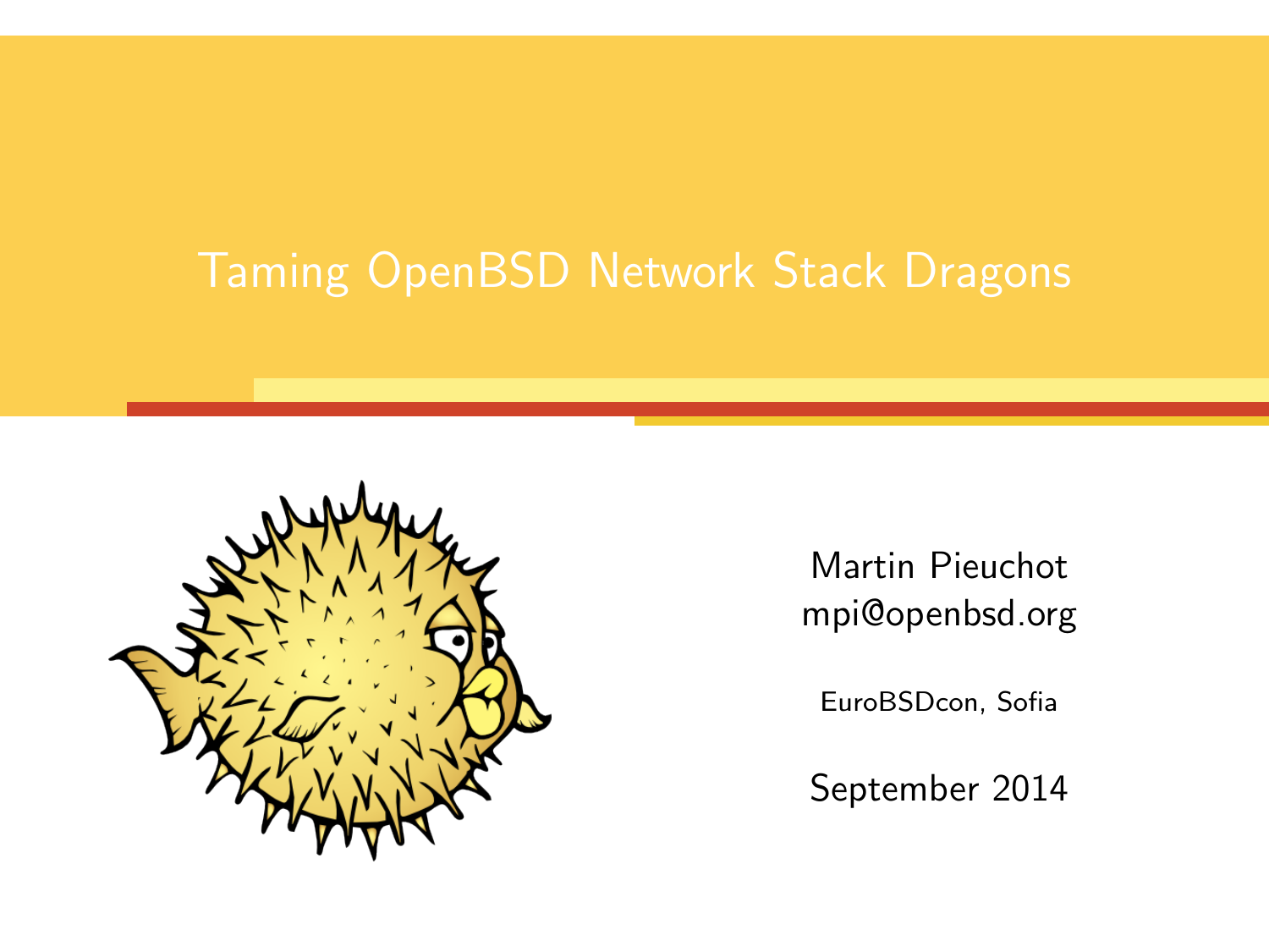# Taming OpenBSD Network Stack Dragons

Martin Pieuchot
mpi@openbsd.org

EuroBSDcon, Sofia

September 2014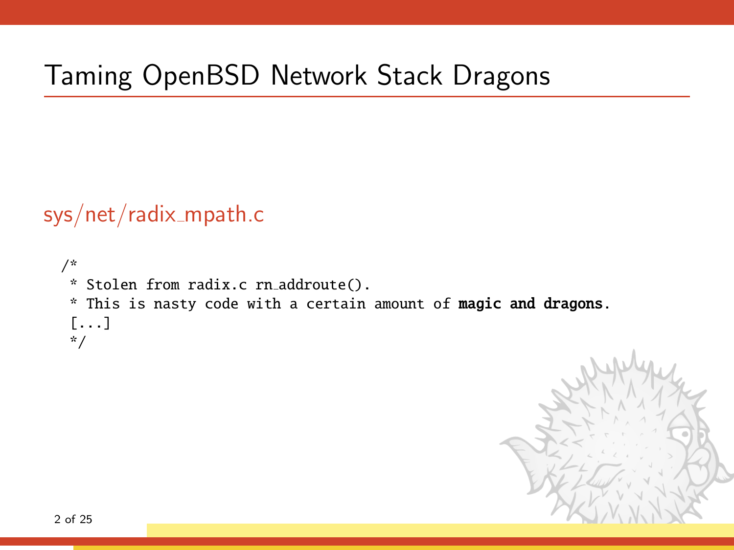# Taming OpenBSD Network Stack Dragons

## sys/net/radix_mpath.c

```
/*
 * Stolen from radix.c rn_addroute().
 * This is nasty code with a certain amount of magic and dragons.
 [...]
 */
```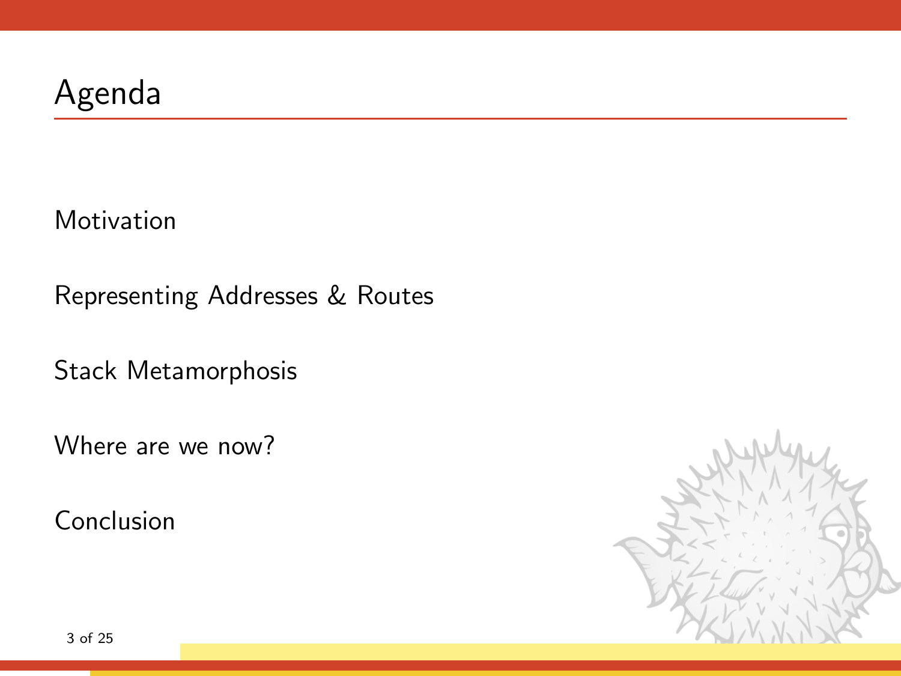# Agenda

Motivation

Representing Addresses & Routes

Stack Metamorphosis

Where are we now?

Conclusion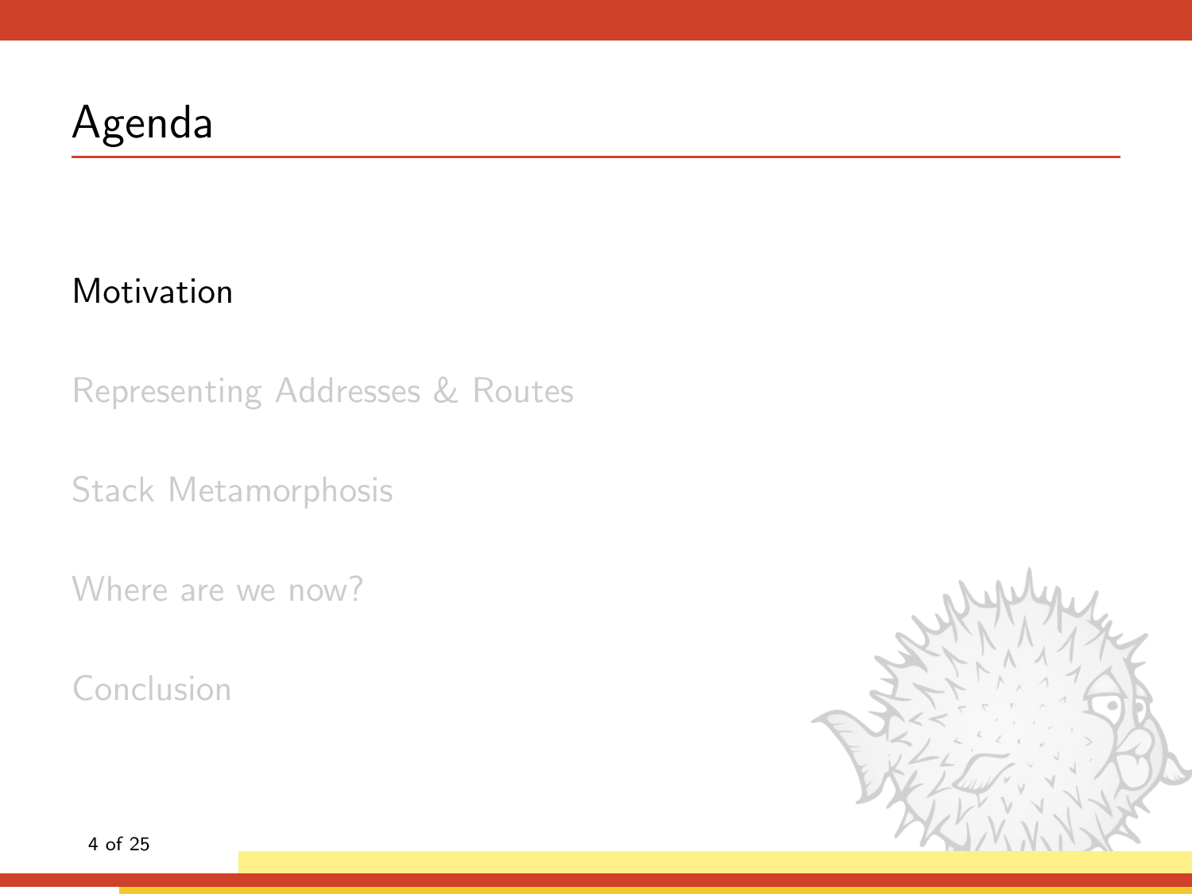# Agenda

Motivation

Representing Addresses & Routes

Stack Metamorphosis

Where are we now?

Conclusion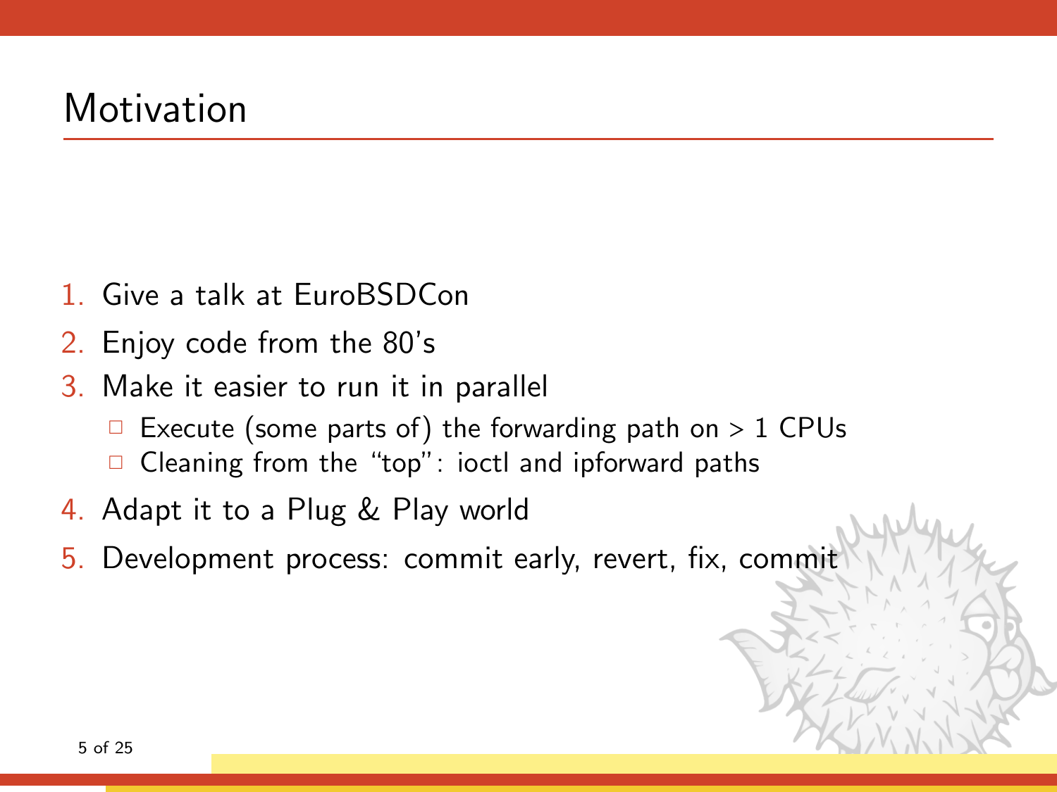# Motivation

1. Give a talk at EuroBSDCon
2. Enjoy code from the 80's
3. Make it easier to run it in parallel
   - Execute (some parts of) the forwarding path on > 1 CPUs
   - Cleaning from the "top": ioctl and ipforward paths
4. Adapt it to a Plug & Play world
5. Development process: commit early, revert, fix, commit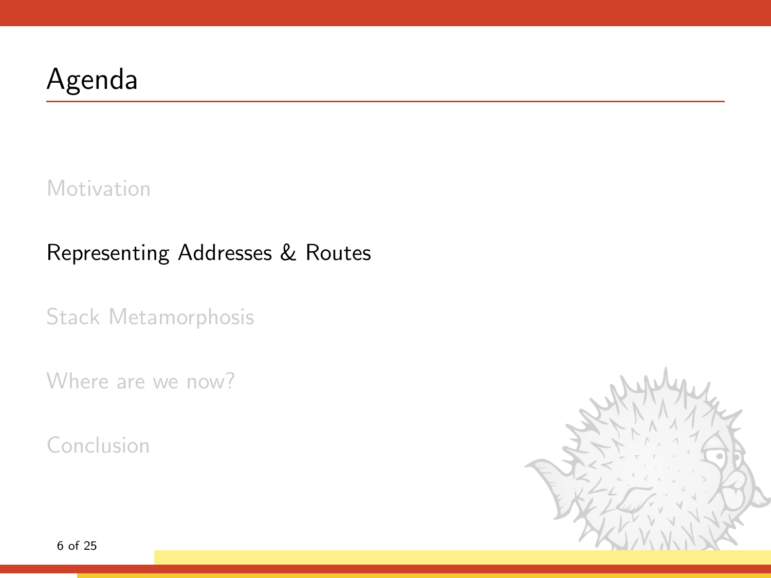# Agenda

- Motivation
- Representing Addresses & Routes
- Stack Metamorphosis
- Where are we now?
- Conclusion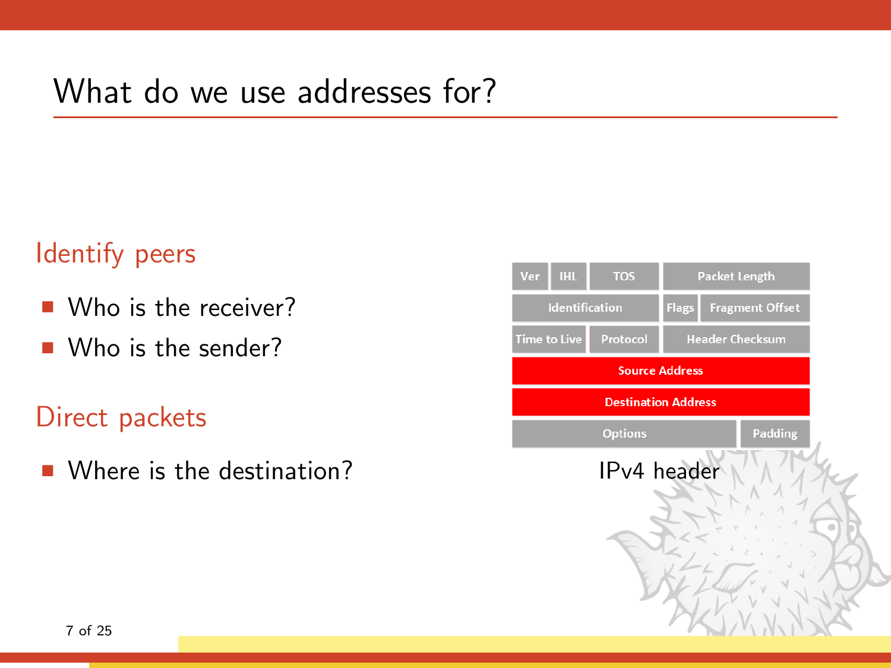# What do we use addresses for?

## Identify peers

- Who is the receiver?
- Who is the sender?

## Direct packets

- Where is the destination?

| Ver | IHL | TOS | Packet Length | |
|---|---|---|---|---|
| Identification | | | Flags | Fragment Offset |
| Time to Live | | Protocol | Header Checksum | |
| Source Address | | | | |
| Destination Address | | | | |
| Options | | | | Padding |

IPv4 header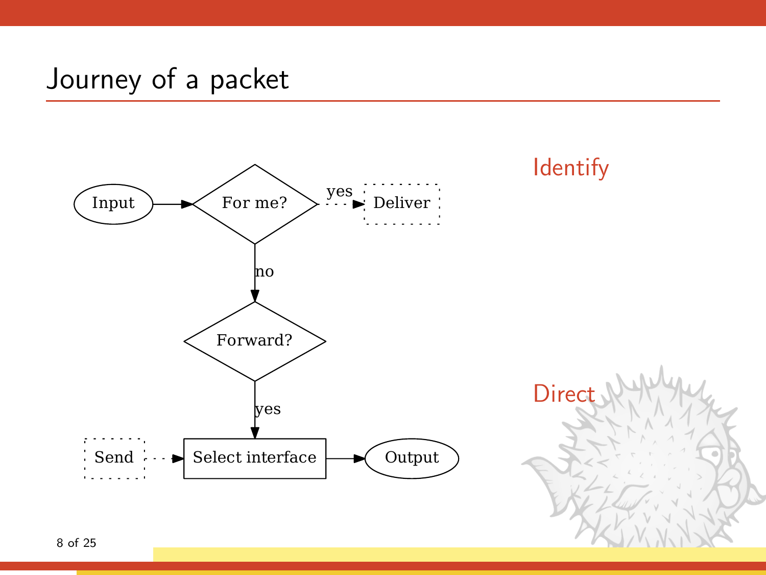# Journey of a packet

Input → For me? —yes→ Deliver

For me? —no→ Forward?

Forward? —yes→ Select interface

Send → Select interface → Output

Identify

Direct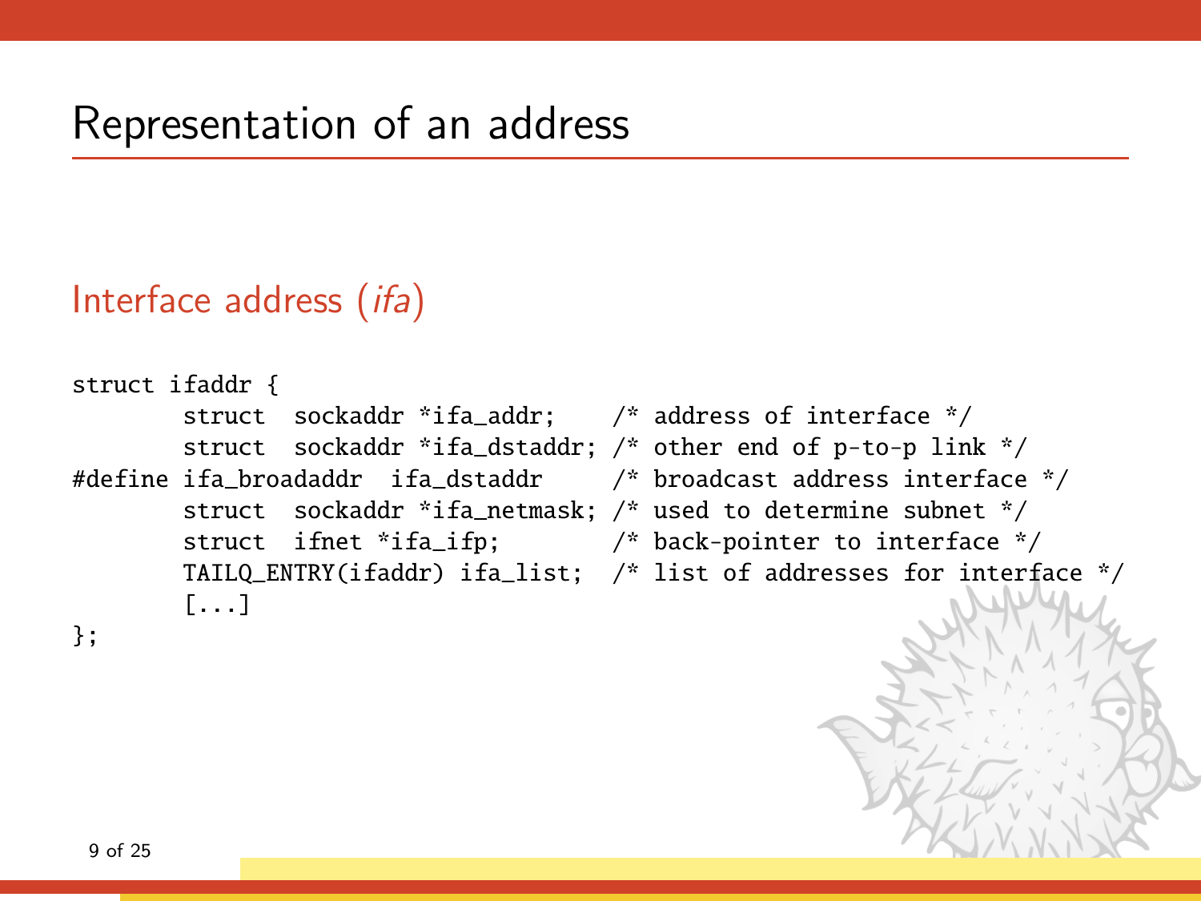# Representation of an address

## Interface address (*ifa*)

```
struct ifaddr {
        struct  sockaddr *ifa_addr;    /* address of interface */
        struct  sockaddr *ifa_dstaddr; /* other end of p-to-p link */
#define ifa_broadaddr  ifa_dstaddr     /* broadcast address interface */
        struct  sockaddr *ifa_netmask; /* used to determine subnet */
        struct  ifnet *ifa_ifp;        /* back-pointer to interface */
        TAILQ_ENTRY(ifaddr) ifa_list;  /* list of addresses for interface */
        [...]
};
```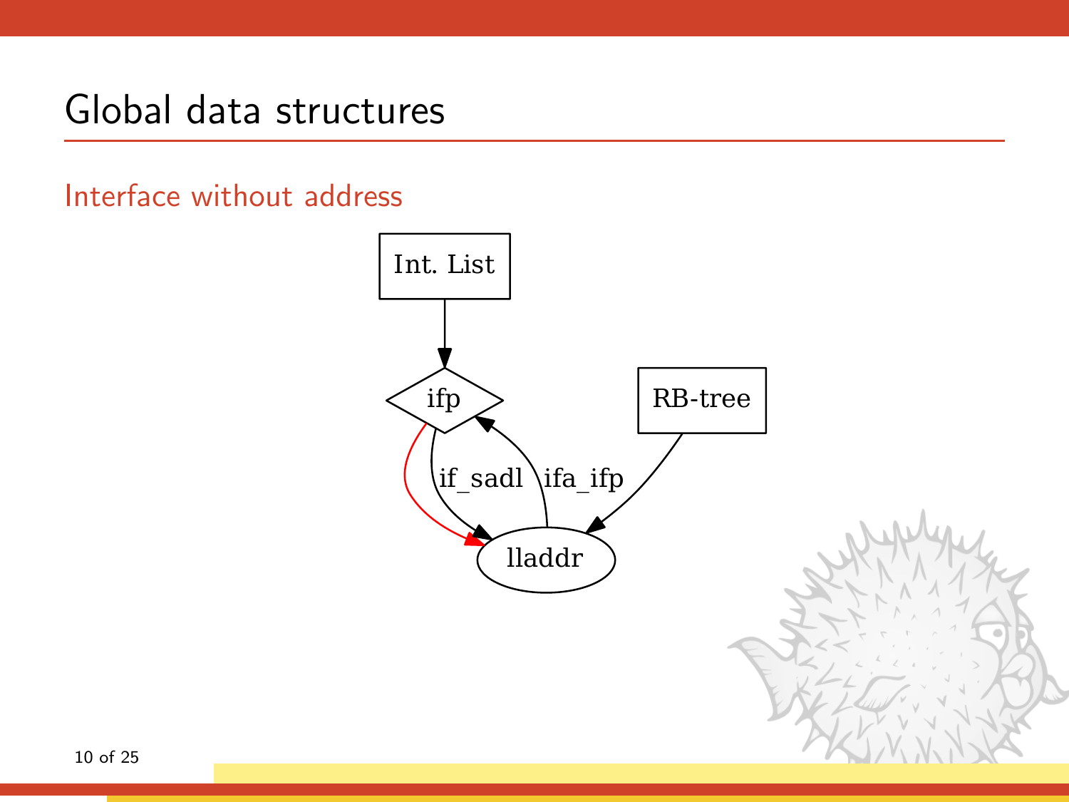# Global data structures

## Interface without address

Int. List

ifp

RB-tree

if_sadl

ifa_ifp

lladdr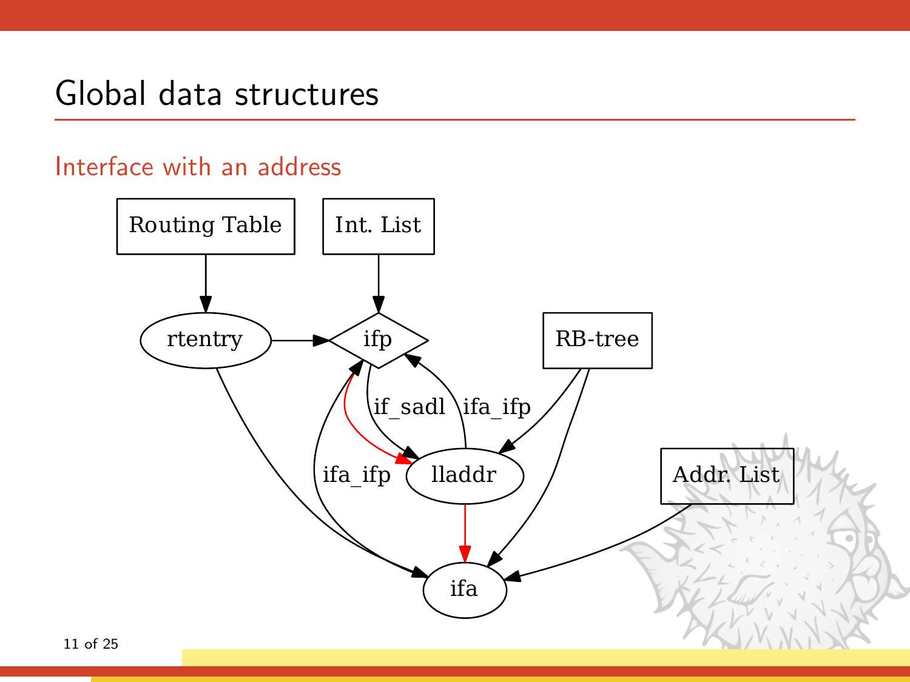# Global data structures

## Interface with an address

Routing Table

Int. List

rtentry

ifp

RB-tree

if_sadl

ifa_ifp

ifa_ifp

lladdr

Addr. List

ifa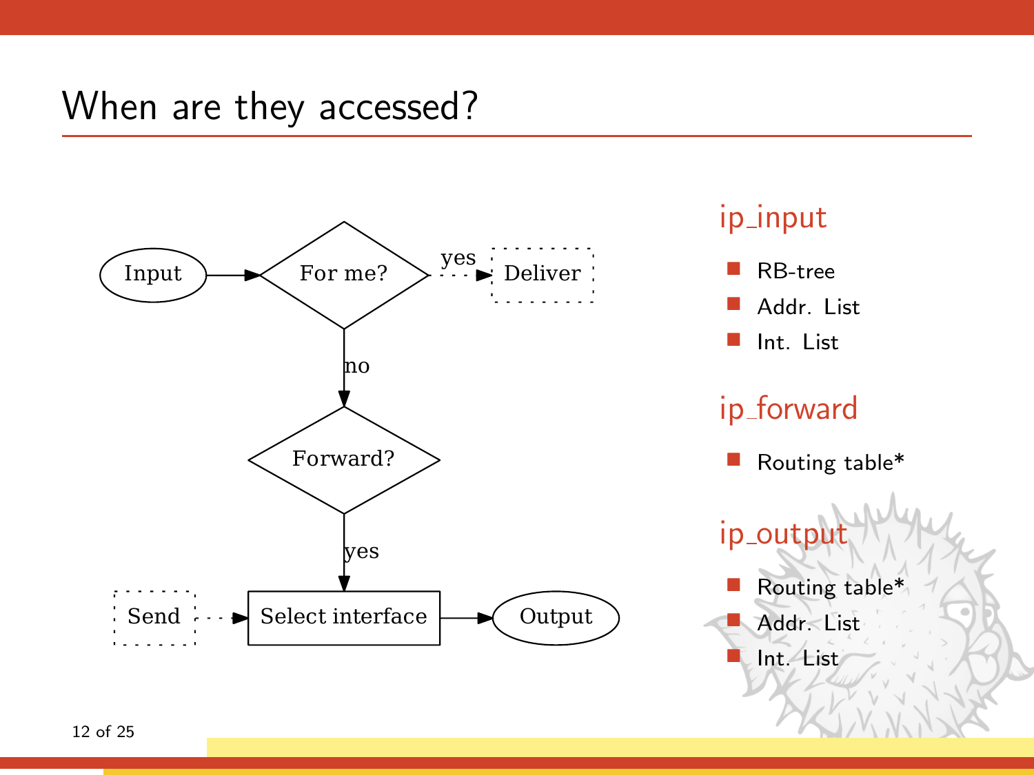# When are they accessed?

```
Input --> For me? --yes--> Deliver
             |
             no
             v
         Forward?
             |
            yes
             v
Send --> Select interface --> Output
```

## ip_input

- RB-tree
- Addr. List
- Int. List

## ip_forward

- Routing table*

## ip_output

- Routing table*
- Addr. List
- Int. List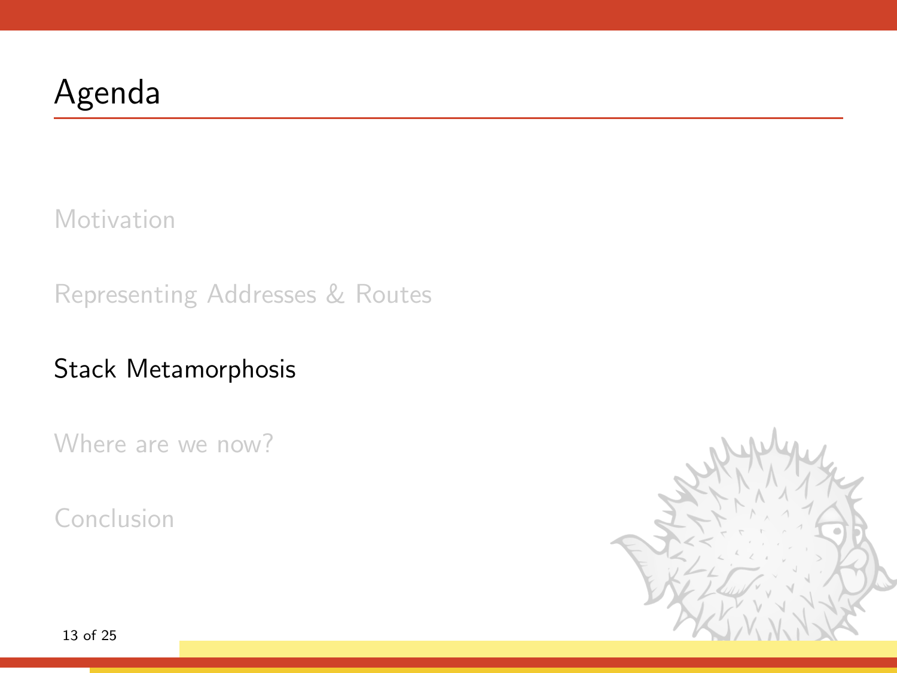# Agenda

Motivation

Representing Addresses & Routes

Stack Metamorphosis

Where are we now?

Conclusion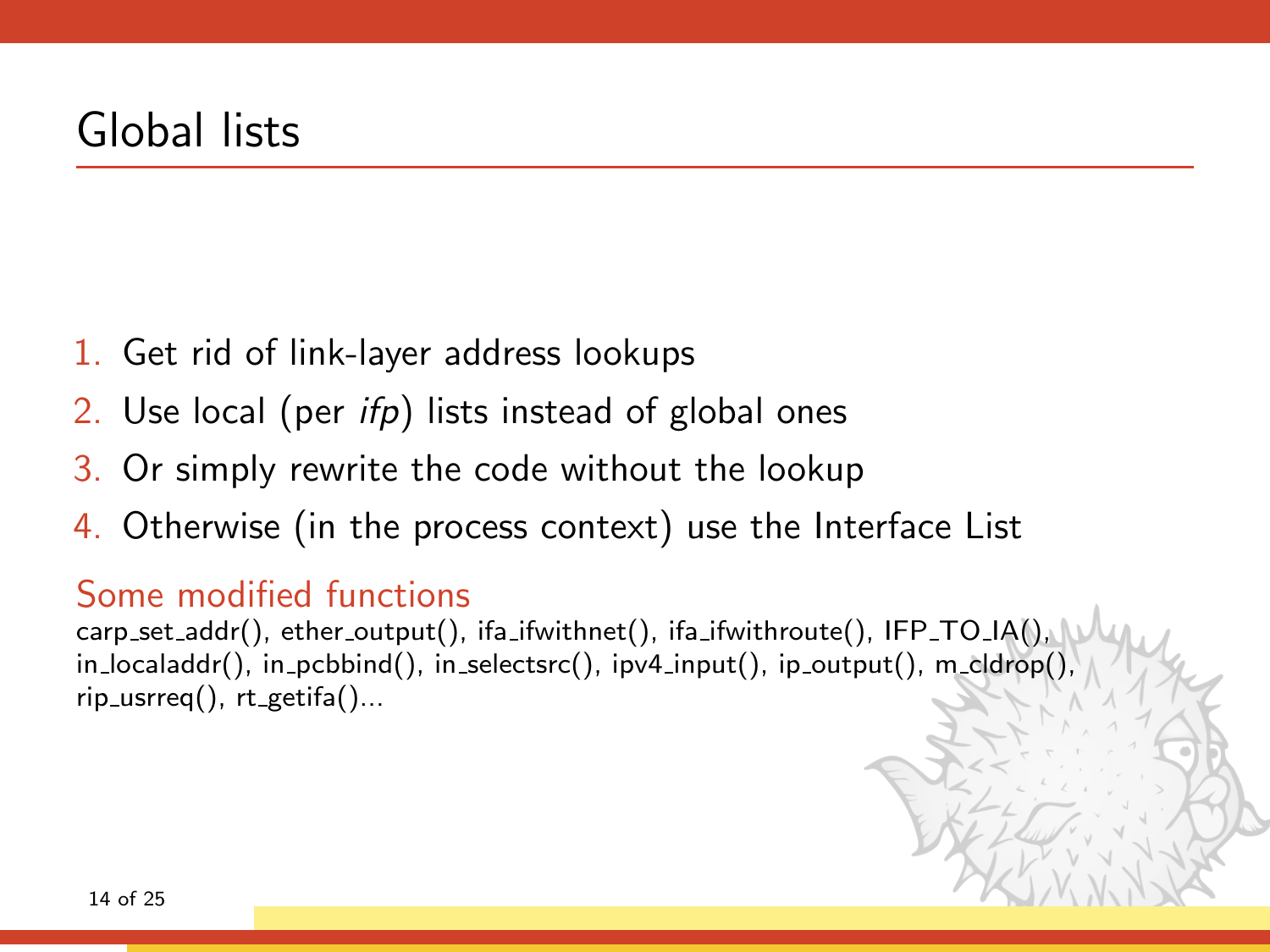# Global lists

1. Get rid of link-layer address lookups
2. Use local (per *ifp*) lists instead of global ones
3. Or simply rewrite the code without the lookup
4. Otherwise (in the process context) use the Interface List

## Some modified functions

carp_set_addr(), ether_output(), ifa_ifwithnet(), ifa_ifwithroute(), IFP_TO_IA(), in_localaddr(), in_pcbbind(), in_selectsrc(), ipv4_input(), ip_output(), m_cldrop(), rip_usrreq(), rt_getifa()...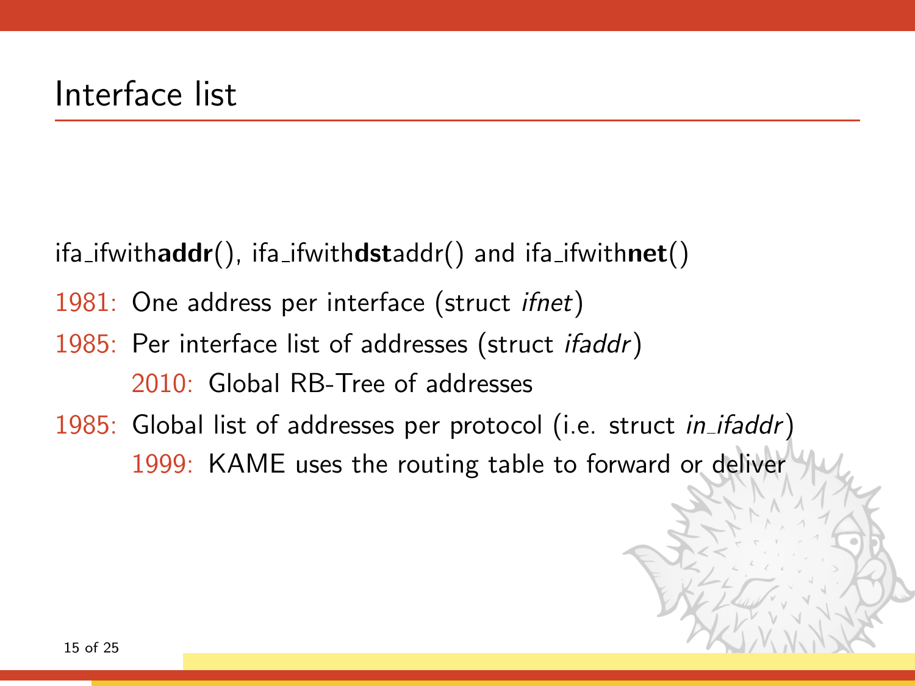# Interface list

ifa_ifwith**addr**(), ifa_ifwith**dst**addr() and ifa_ifwith**net**()

1981: One address per interface (struct *ifnet*)

1985: Per interface list of addresses (struct *ifaddr*)

- 2010: Global RB-Tree of addresses

1985: Global list of addresses per protocol (i.e. struct *in_ifaddr*)

- 1999: KAME uses the routing table to forward or deliver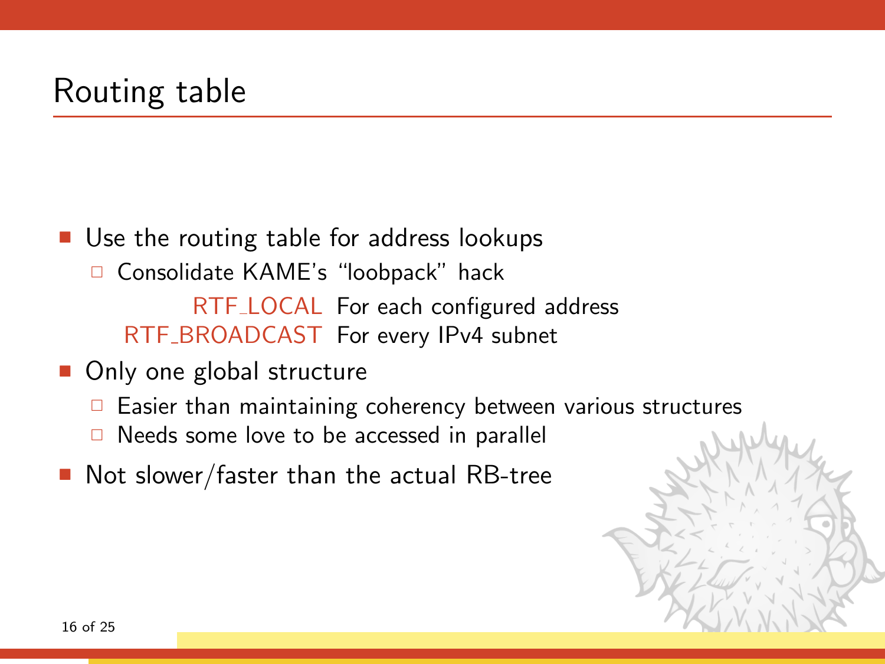# Routing table

- Use the routing table for address lookups
  - Consolidate KAME's "loobpack" hack

| | |
|---|---|
| RTF_LOCAL | For each configured address |
| RTF_BROADCAST | For every IPv4 subnet |

- Only one global structure
  - Easier than maintaining coherency between various structures
  - Needs some love to be accessed in parallel
- Not slower/faster than the actual RB-tree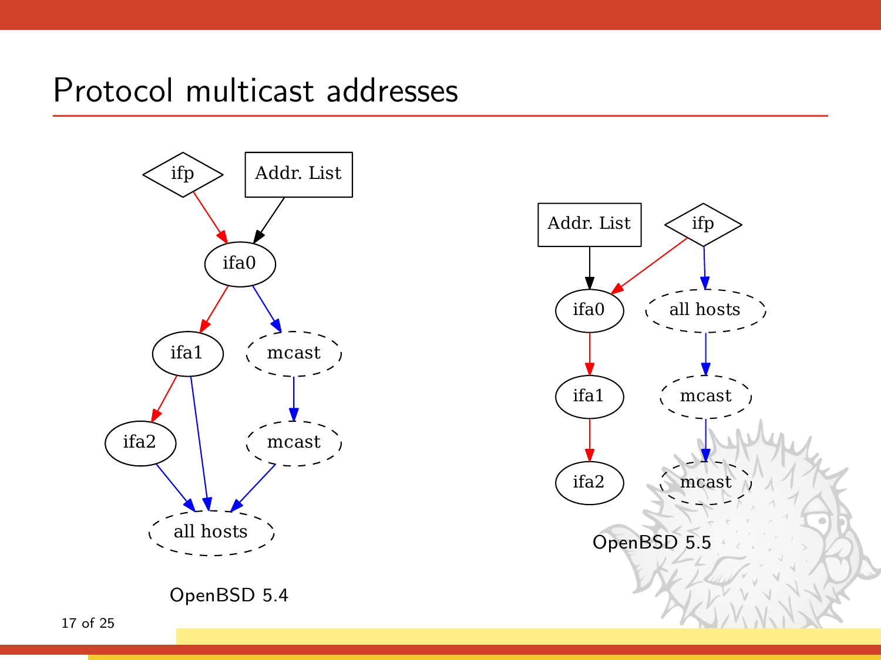# Protocol multicast addresses

ifp

Addr. List

ifa0

ifa1

mcast

ifa2

mcast

all hosts

OpenBSD 5.4

Addr. List

ifp

ifa0

all hosts

ifa1

mcast

ifa2

mcast

OpenBSD 5.5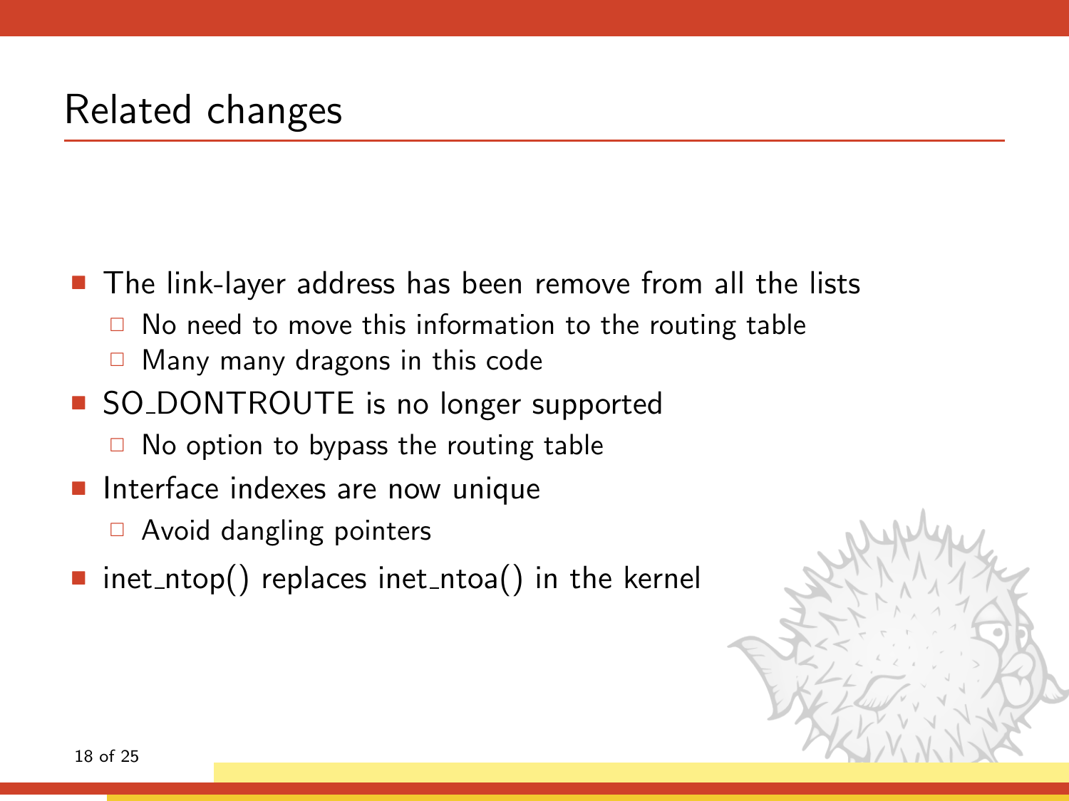# Related changes

- The link-layer address has been remove from all the lists
  - No need to move this information to the routing table
  - Many many dragons in this code
- SO_DONTROUTE is no longer supported
  - No option to bypass the routing table
- Interface indexes are now unique
  - Avoid dangling pointers
- inet_ntop() replaces inet_ntoa() in the kernel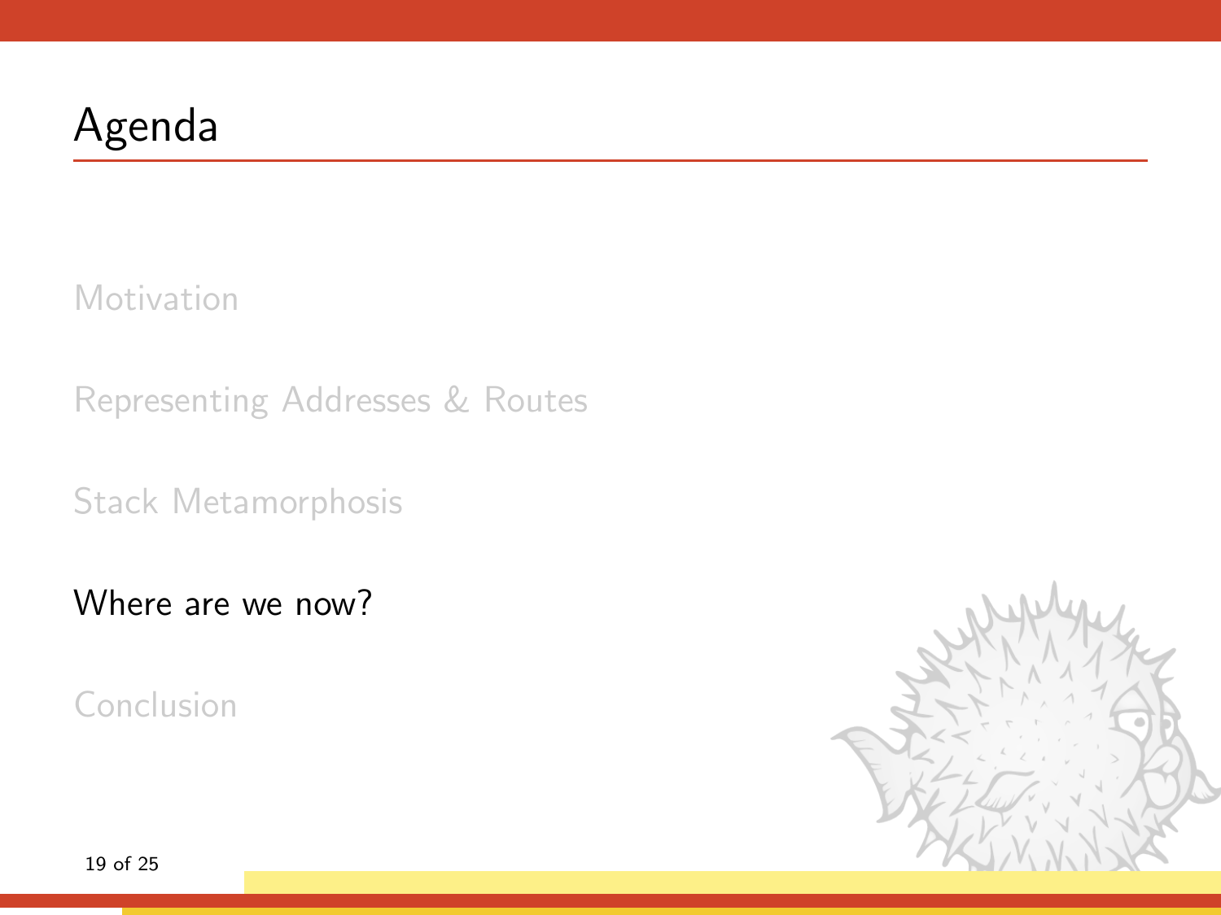# Agenda

Motivation

Representing Addresses & Routes

Stack Metamorphosis

Where are we now?

Conclusion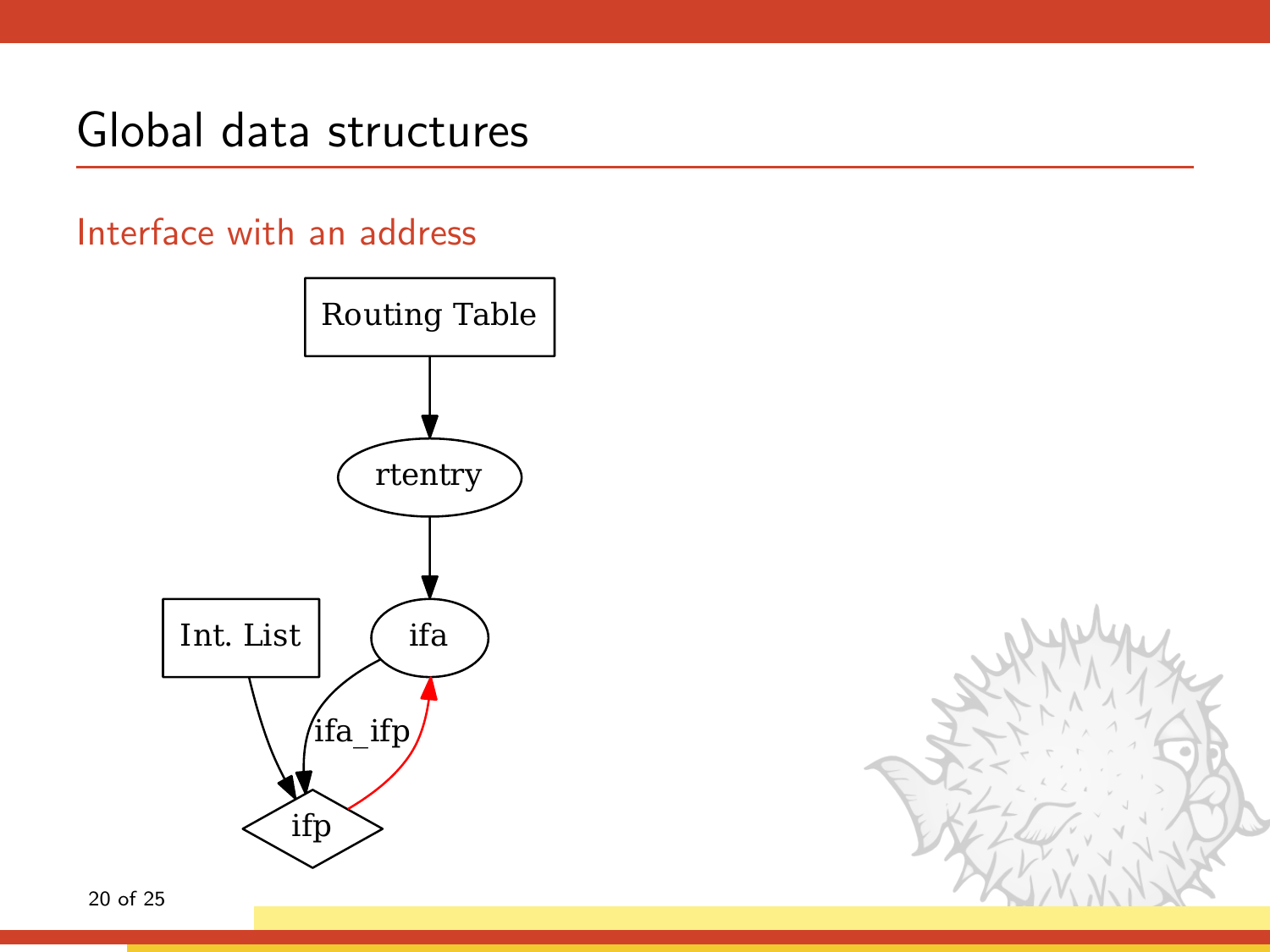# Global data structures

## Interface with an address

Routing Table

rtentry

Int. List

ifa

ifa_ifp

ifp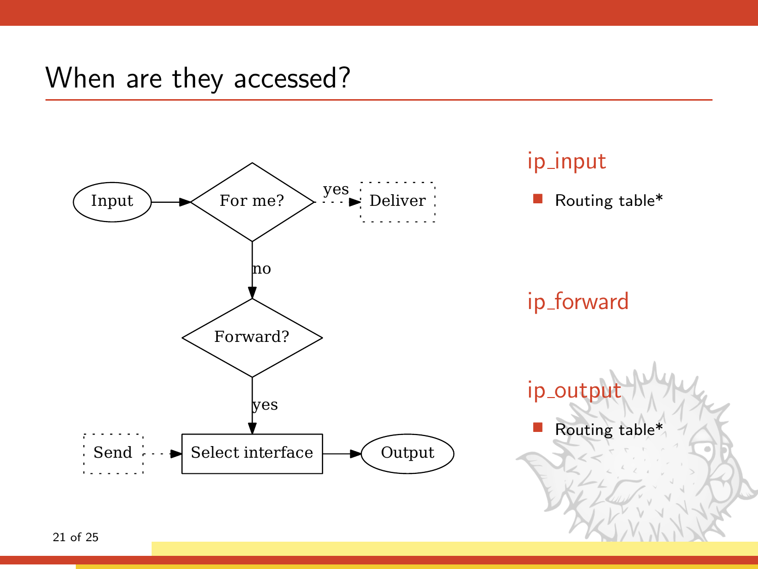# When are they accessed?

```
Input → For me? --yes--> Deliver
          |
          no
          ↓
       Forward?
          |
          yes
          ↓
Send --> Select interface → Output
```

## ip_input

- Routing table*

## ip_forward

## ip_output

- Routing table*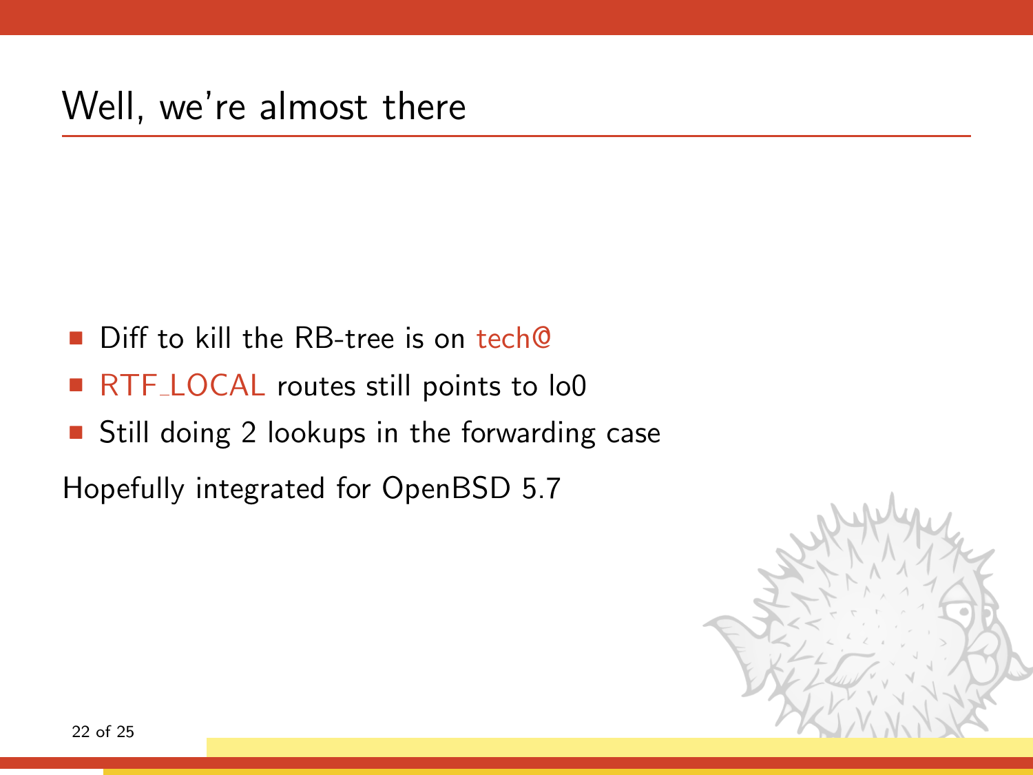# Well, we're almost there

- Diff to kill the RB-tree is on tech@
- RTF_LOCAL routes still points to lo0
- Still doing 2 lookups in the forwarding case

Hopefully integrated for OpenBSD 5.7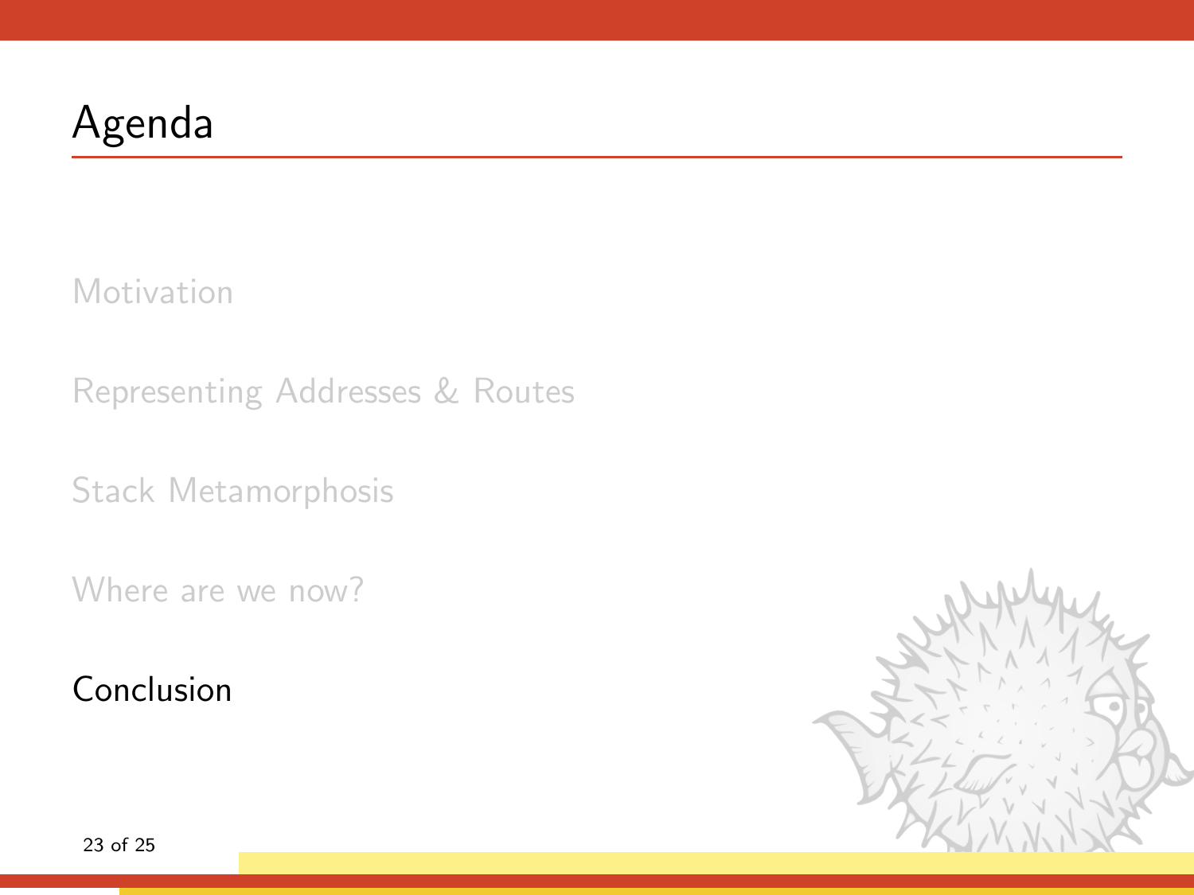# Agenda

- Motivation
- Representing Addresses & Routes
- Stack Metamorphosis
- Where are we now?
- **Conclusion**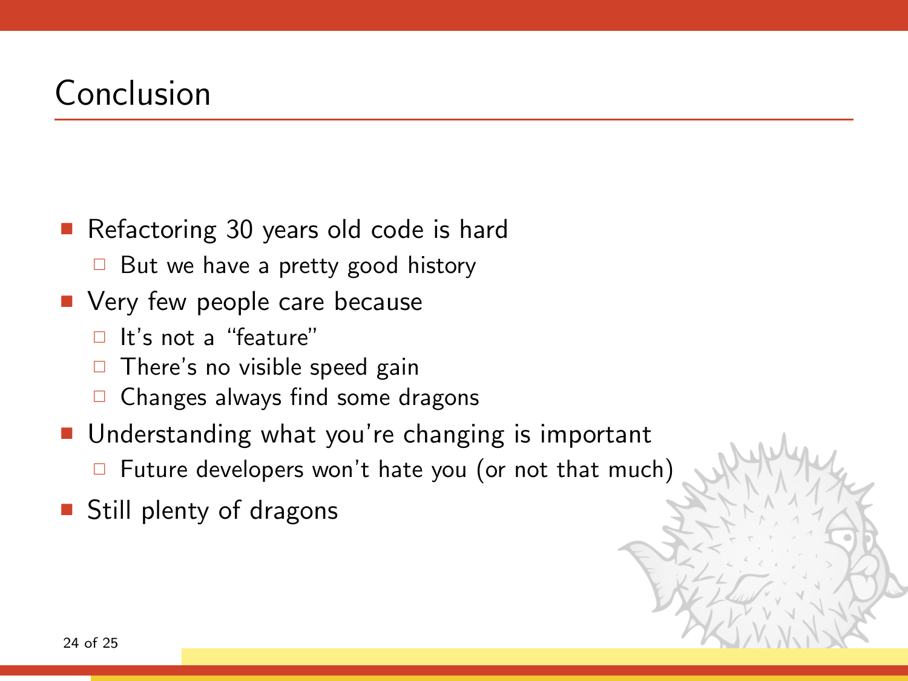# Conclusion

- Refactoring 30 years old code is hard
  - But we have a pretty good history
- Very few people care because
  - It's not a "feature"
  - There's no visible speed gain
  - Changes always find some dragons
- Understanding what you're changing is important
  - Future developers won't hate you (or not that much)
- Still plenty of dragons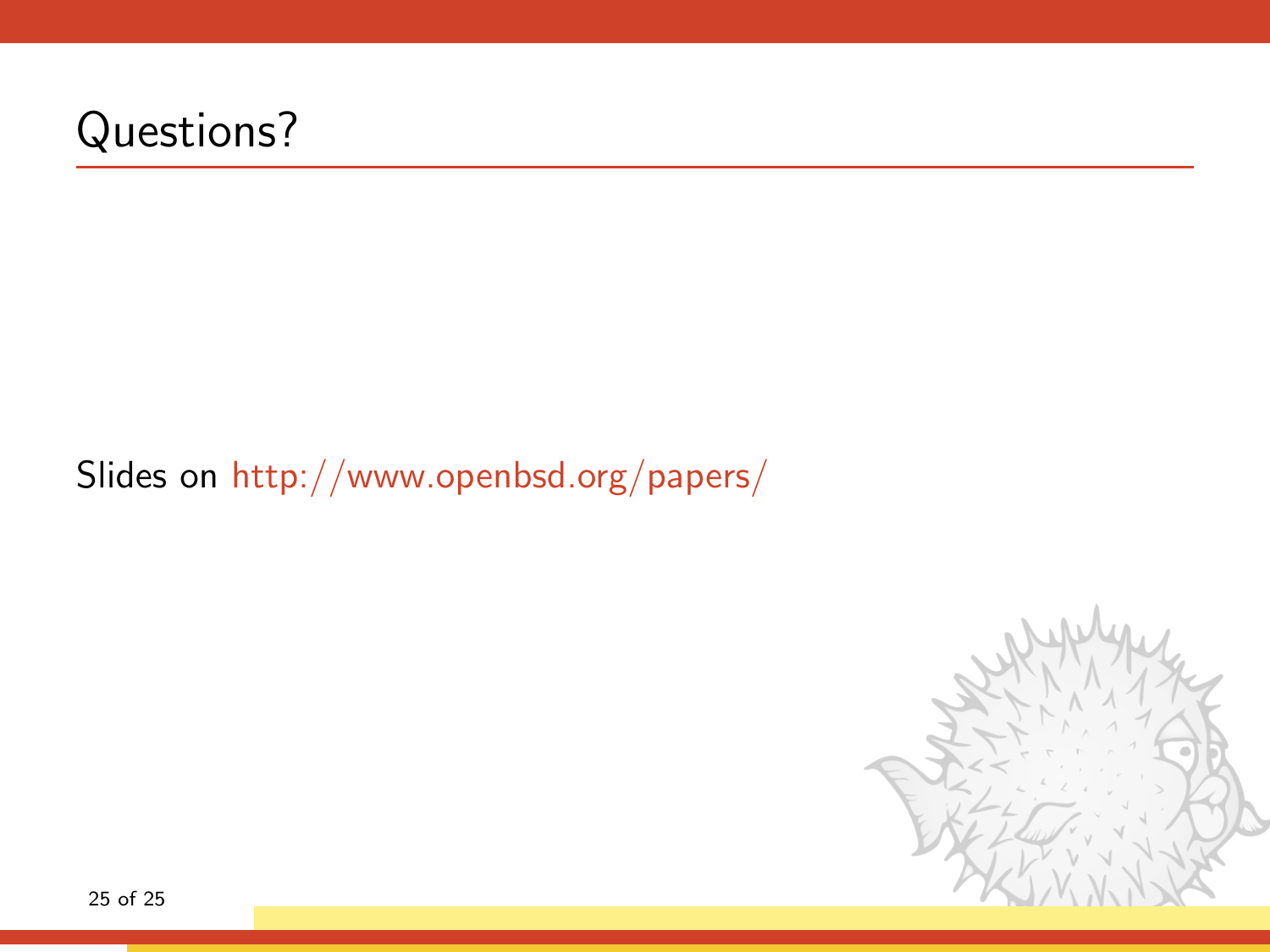# Questions?

Slides on http://www.openbsd.org/papers/